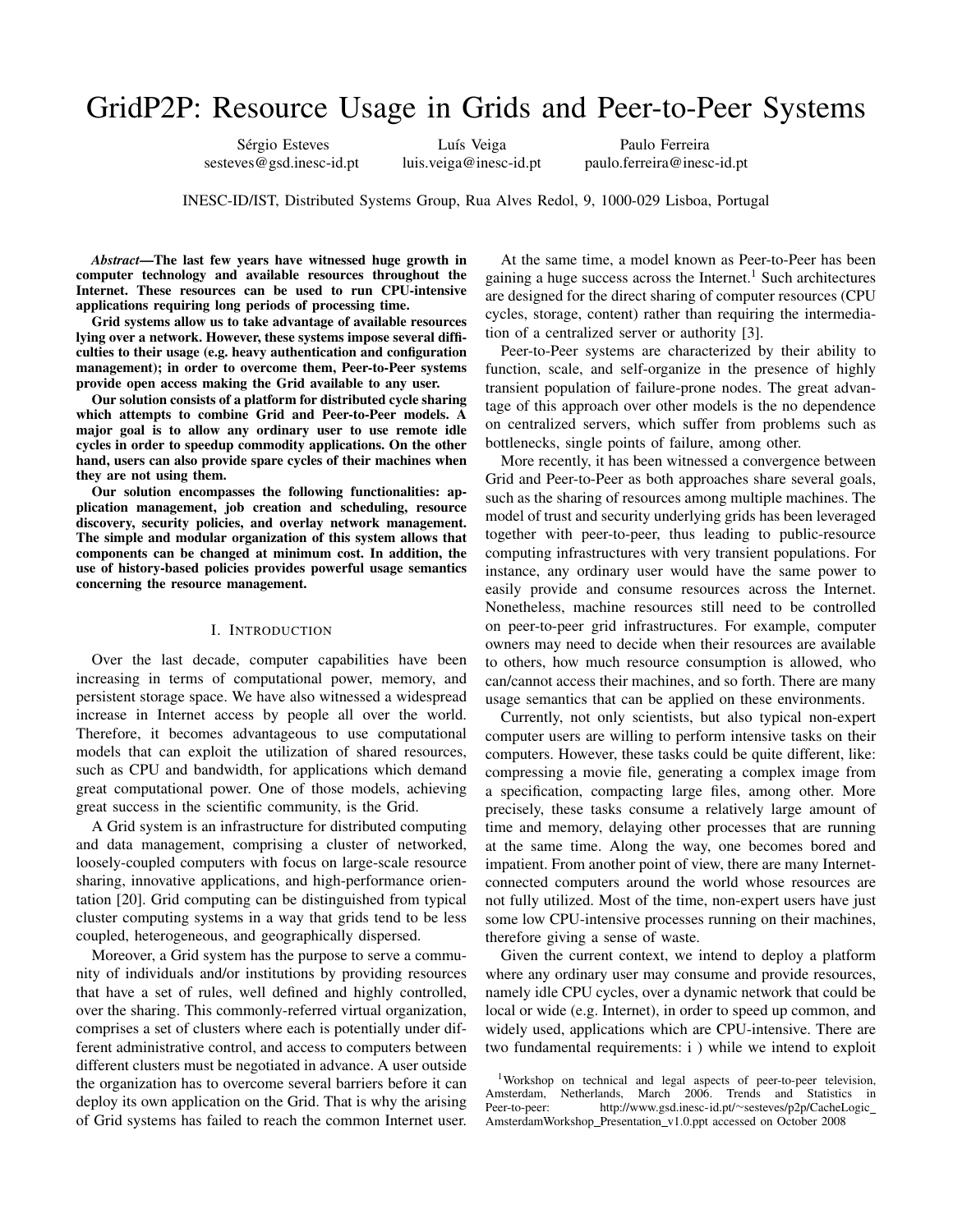# GridP2P: Resource Usage in Grids and Peer-to-Peer Systems

Sérgio Esteves
sesteves@gsd.inesc-id.pt

Luís Veiga
luis.veiga@inesc-id.pt

Paulo Ferreira
paulo.ferreira@inesc-id.pt

INESC-ID/IST, Distributed Systems Group, Rua Alves Redol, 9, 1000-029 Lisboa, Portugal

***Abstract*—The last few years have witnessed huge growth in computer technology and available resources throughout the Internet. These resources can be used to run CPU-intensive applications requiring long periods of processing time.**

**Grid systems allow us to take advantage of available resources lying over a network. However, these systems impose several difficulties to their usage (e.g. heavy authentication and configuration management); in order to overcome them, Peer-to-Peer systems provide open access making the Grid available to any user.**

**Our solution consists of a platform for distributed cycle sharing which attempts to combine Grid and Peer-to-Peer models. A major goal is to allow any ordinary user to use remote idle cycles in order to speedup commodity applications. On the other hand, users can also provide spare cycles of their machines when they are not using them.**

**Our solution encompasses the following functionalities: application management, job creation and scheduling, resource discovery, security policies, and overlay network management. The simple and modular organization of this system allows that components can be changed at minimum cost. In addition, the use of history-based policies provides powerful usage semantics concerning the resource management.**

## I. Introduction

Over the last decade, computer capabilities have been increasing in terms of computational power, memory, and persistent storage space. We have also witnessed a widespread increase in Internet access by people all over the world. Therefore, it becomes advantageous to use computational models that can exploit the utilization of shared resources, such as CPU and bandwidth, for applications which demand great computational power. One of those models, achieving great success in the scientific community, is the Grid.

A Grid system is an infrastructure for distributed computing and data management, comprising a cluster of networked, loosely-coupled computers with focus on large-scale resource sharing, innovative applications, and high-performance orientation [20]. Grid computing can be distinguished from typical cluster computing systems in a way that grids tend to be less coupled, heterogeneous, and geographically dispersed.

Moreover, a Grid system has the purpose to serve a community of individuals and/or institutions by providing resources that have a set of rules, well defined and highly controlled, over the sharing. This commonly-referred virtual organization, comprises a set of clusters where each is potentially under different administrative control, and access to computers between different clusters must be negotiated in advance. A user outside the organization has to overcome several barriers before it can deploy its own application on the Grid. That is why the arising of Grid systems has failed to reach the common Internet user.

At the same time, a model known as Peer-to-Peer has been gaining a huge success across the Internet.[1] Such architectures are designed for the direct sharing of computer resources (CPU cycles, storage, content) rather than requiring the intermediation of a centralized server or authority [3].

Peer-to-Peer systems are characterized by their ability to function, scale, and self-organize in the presence of highly transient population of failure-prone nodes. The great advantage of this approach over other models is the no dependence on centralized servers, which suffer from problems such as bottlenecks, single points of failure, among other.

More recently, it has been witnessed a convergence between Grid and Peer-to-Peer as both approaches share several goals, such as the sharing of resources among multiple machines. The model of trust and security underlying grids has been leveraged together with peer-to-peer, thus leading to public-resource computing infrastructures with very transient populations. For instance, any ordinary user would have the same power to easily provide and consume resources across the Internet. Nonetheless, machine resources still need to be controlled on peer-to-peer grid infrastructures. For example, computer owners may need to decide when their resources are available to others, how much resource consumption is allowed, who can/cannot access their machines, and so forth. There are many usage semantics that can be applied on these environments.

Currently, not only scientists, but also typical non-expert computer users are willing to perform intensive tasks on their computers. However, these tasks could be quite different, like: compressing a movie file, generating a complex image from a specification, compacting large files, among other. More precisely, these tasks consume a relatively large amount of time and memory, delaying other processes that are running at the same time. Along the way, one becomes bored and impatient. From another point of view, there are many Internet-connected computers around the world whose resources are not fully utilized. Most of the time, non-expert users have just some low CPU-intensive processes running on their machines, therefore giving a sense of waste.

Given the current context, we intend to deploy a platform where any ordinary user may consume and provide resources, namely idle CPU cycles, over a dynamic network that could be local or wide (e.g. Internet), in order to speed up common, and widely used, applications which are CPU-intensive. There are two fundamental requirements: i ) while we intend to exploit

[1] Workshop on technical and legal aspects of peer-to-peer television, Amsterdam, Netherlands, March 2006. Trends and Statistics in Peer-to-peer: http://www.gsd.inesc-id.pt/~sesteves/p2p/CacheLogic_AmsterdamWorkshop_Presentation_v1.0.ppt accessed on October 2008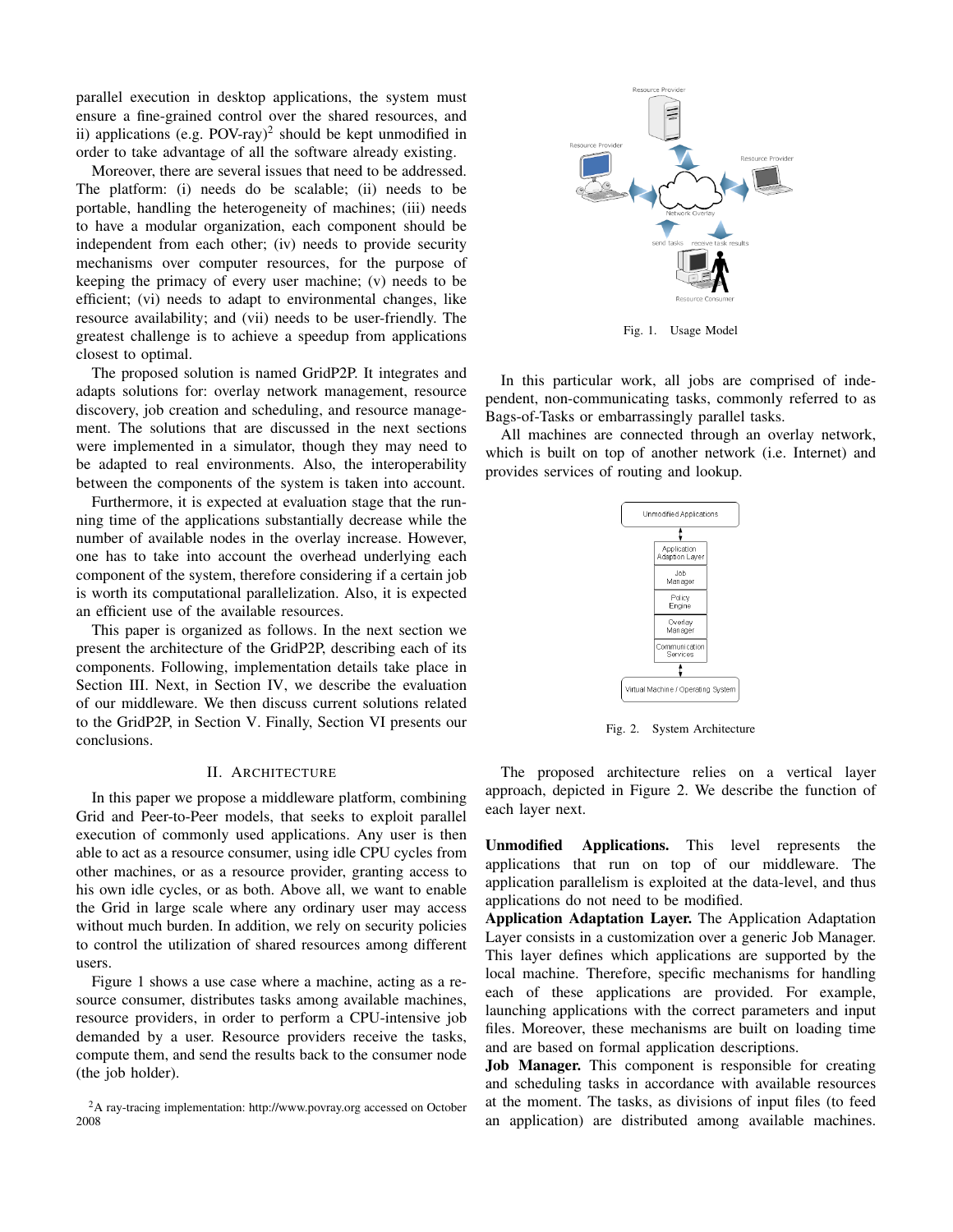parallel execution in desktop applications, the system must ensure a fine-grained control over the shared resources, and ii) applications (e.g. POV-ray)[2] should be kept unmodified in order to take advantage of all the software already existing.

Moreover, there are several issues that need to be addressed. The platform: (i) needs do be scalable; (ii) needs to be portable, handling the heterogeneity of machines; (iii) needs to have a modular organization, each component should be independent from each other; (iv) needs to provide security mechanisms over computer resources, for the purpose of keeping the primacy of every user machine; (v) needs to be efficient; (vi) needs to adapt to environmental changes, like resource availability; and (vii) needs to be user-friendly. The greatest challenge is to achieve a speedup from applications closest to optimal.

The proposed solution is named GridP2P. It integrates and adapts solutions for: overlay network management, resource discovery, job creation and scheduling, and resource management. The solutions that are discussed in the next sections were implemented in a simulator, though they may need to be adapted to real environments. Also, the interoperability between the components of the system is taken into account.

Furthermore, it is expected at evaluation stage that the running time of the applications substantially decrease while the number of available nodes in the overlay increase. However, one has to take into account the overhead underlying each component of the system, therefore considering if a certain job is worth its computational parallelization. Also, it is expected an efficient use of the available resources.

This paper is organized as follows. In the next section we present the architecture of the GridP2P, describing each of its components. Following, implementation details take place in Section III. Next, in Section IV, we describe the evaluation of our middleware. We then discuss current solutions related to the GridP2P, in Section V. Finally, Section VI presents our conclusions.

## II. Architecture

In this paper we propose a middleware platform, combining Grid and Peer-to-Peer models, that seeks to exploit parallel execution of commonly used applications. Any user is then able to act as a resource consumer, using idle CPU cycles from other machines, or as a resource provider, granting access to his own idle cycles, or as both. Above all, we want to enable the Grid in large scale where any ordinary user may access without much burden. In addition, we rely on security policies to control the utilization of shared resources among different users.

Figure 1 shows a use case where a machine, acting as a resource consumer, distributes tasks among available machines, resource providers, in order to perform a CPU-intensive job demanded by a user. Resource providers receive the tasks, compute them, and send the results back to the consumer node (the job holder).

[2]A ray-tracing implementation: http://www.povray.org accessed on October 2008

Fig. 1. Usage Model

In this particular work, all jobs are comprised of independent, non-communicating tasks, commonly referred to as Bags-of-Tasks or embarrassingly parallel tasks.

All machines are connected through an overlay network, which is built on top of another network (i.e. Internet) and provides services of routing and lookup.

Fig. 2. System Architecture

The proposed architecture relies on a vertical layer approach, depicted in Figure 2. We describe the function of each layer next.

**Unmodified Applications.** This level represents the applications that run on top of our middleware. The application parallelism is exploited at the data-level, and thus applications do not need to be modified.

**Application Adaptation Layer.** The Application Adaptation Layer consists in a customization over a generic Job Manager. This layer defines which applications are supported by the local machine. Therefore, specific mechanisms for handling each of these applications are provided. For example, launching applications with the correct parameters and input files. Moreover, these mechanisms are built on loading time and are based on formal application descriptions.

**Job Manager.** This component is responsible for creating and scheduling tasks in accordance with available resources at the moment. The tasks, as divisions of input files (to feed an application) are distributed among available machines.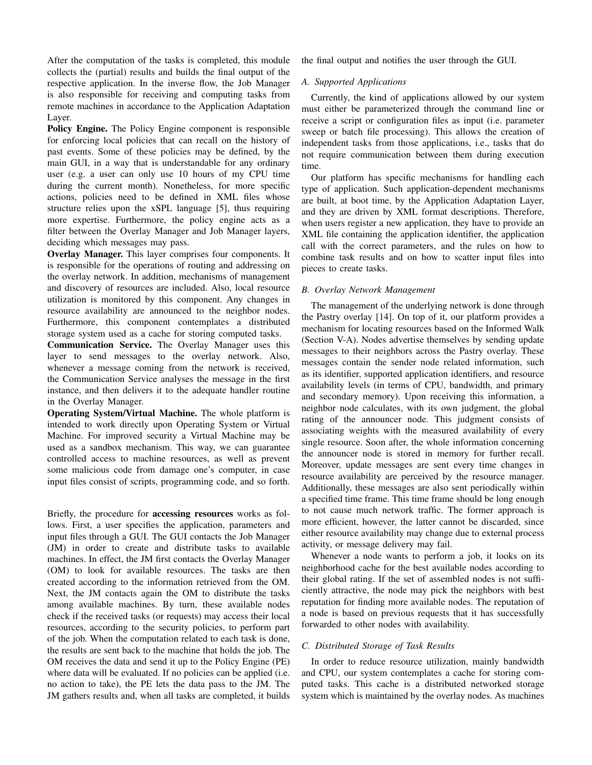After the computation of the tasks is completed, this module collects the (partial) results and builds the final output of the respective application. In the inverse flow, the Job Manager is also responsible for receiving and computing tasks from remote machines in accordance to the Application Adaptation Layer.

**Policy Engine.** The Policy Engine component is responsible for enforcing local policies that can recall on the history of past events. Some of these policies may be defined, by the main GUI, in a way that is understandable for any ordinary user (e.g. a user can only use 10 hours of my CPU time during the current month). Nonetheless, for more specific actions, policies need to be defined in XML files whose structure relies upon the xSPL language [5], thus requiring more expertise. Furthermore, the policy engine acts as a filter between the Overlay Manager and Job Manager layers, deciding which messages may pass.

**Overlay Manager.** This layer comprises four components. It is responsible for the operations of routing and addressing on the overlay network. In addition, mechanisms of management and discovery of resources are included. Also, local resource utilization is monitored by this component. Any changes in resource availability are announced to the neighbor nodes. Furthermore, this component contemplates a distributed storage system used as a cache for storing computed tasks.

**Communication Service.** The Overlay Manager uses this layer to send messages to the overlay network. Also, whenever a message coming from the network is received, the Communication Service analyses the message in the first instance, and then delivers it to the adequate handler routine in the Overlay Manager.

**Operating System/Virtual Machine.** The whole platform is intended to work directly upon Operating System or Virtual Machine. For improved security a Virtual Machine may be used as a sandbox mechanism. This way, we can guarantee controlled access to machine resources, as well as prevent some malicious code from damage one's computer, in case input files consist of scripts, programming code, and so forth.

Briefly, the procedure for **accessing resources** works as follows. First, a user specifies the application, parameters and input files through a GUI. The GUI contacts the Job Manager (JM) in order to create and distribute tasks to available machines. In effect, the JM first contacts the Overlay Manager (OM) to look for available resources. The tasks are then created according to the information retrieved from the OM. Next, the JM contacts again the OM to distribute the tasks among available machines. By turn, these available nodes check if the received tasks (or requests) may access their local resources, according to the security policies, to perform part of the job. When the computation related to each task is done, the results are sent back to the machine that holds the job. The OM receives the data and send it up to the Policy Engine (PE) where data will be evaluated. If no policies can be applied (i.e. no action to take), the PE lets the data pass to the JM. The JM gathers results and, when all tasks are completed, it builds the final output and notifies the user through the GUI.

### A. Supported Applications

Currently, the kind of applications allowed by our system must either be parameterized through the command line or receive a script or configuration files as input (i.e. parameter sweep or batch file processing). This allows the creation of independent tasks from those applications, i.e., tasks that do not require communication between them during execution time.

Our platform has specific mechanisms for handling each type of application. Such application-dependent mechanisms are built, at boot time, by the Application Adaptation Layer, and they are driven by XML format descriptions. Therefore, when users register a new application, they have to provide an XML file containing the application identifier, the application call with the correct parameters, and the rules on how to combine task results and on how to scatter input files into pieces to create tasks.

### B. Overlay Network Management

The management of the underlying network is done through the Pastry overlay [14]. On top of it, our platform provides a mechanism for locating resources based on the Informed Walk (Section V-A). Nodes advertise themselves by sending update messages to their neighbors across the Pastry overlay. These messages contain the sender node related information, such as its identifier, supported application identifiers, and resource availability levels (in terms of CPU, bandwidth, and primary and secondary memory). Upon receiving this information, a neighbor node calculates, with its own judgment, the global rating of the announcer node. This judgment consists of associating weights with the measured availability of every single resource. Soon after, the whole information concerning the announcer node is stored in memory for further recall. Moreover, update messages are sent every time changes in resource availability are perceived by the resource manager. Additionally, these messages are also sent periodically within a specified time frame. This time frame should be long enough to not cause much network traffic. The former approach is more efficient, however, the latter cannot be discarded, since either resource availability may change due to external process activity, or message delivery may fail.

Whenever a node wants to perform a job, it looks on its neighborhood cache for the best available nodes according to their global rating. If the set of assembled nodes is not sufficiently attractive, the node may pick the neighbors with best reputation for finding more available nodes. The reputation of a node is based on previous requests that it has successfully forwarded to other nodes with availability.

### C. Distributed Storage of Task Results

In order to reduce resource utilization, mainly bandwidth and CPU, our system contemplates a cache for storing computed tasks. This cache is a distributed networked storage system which is maintained by the overlay nodes. As machines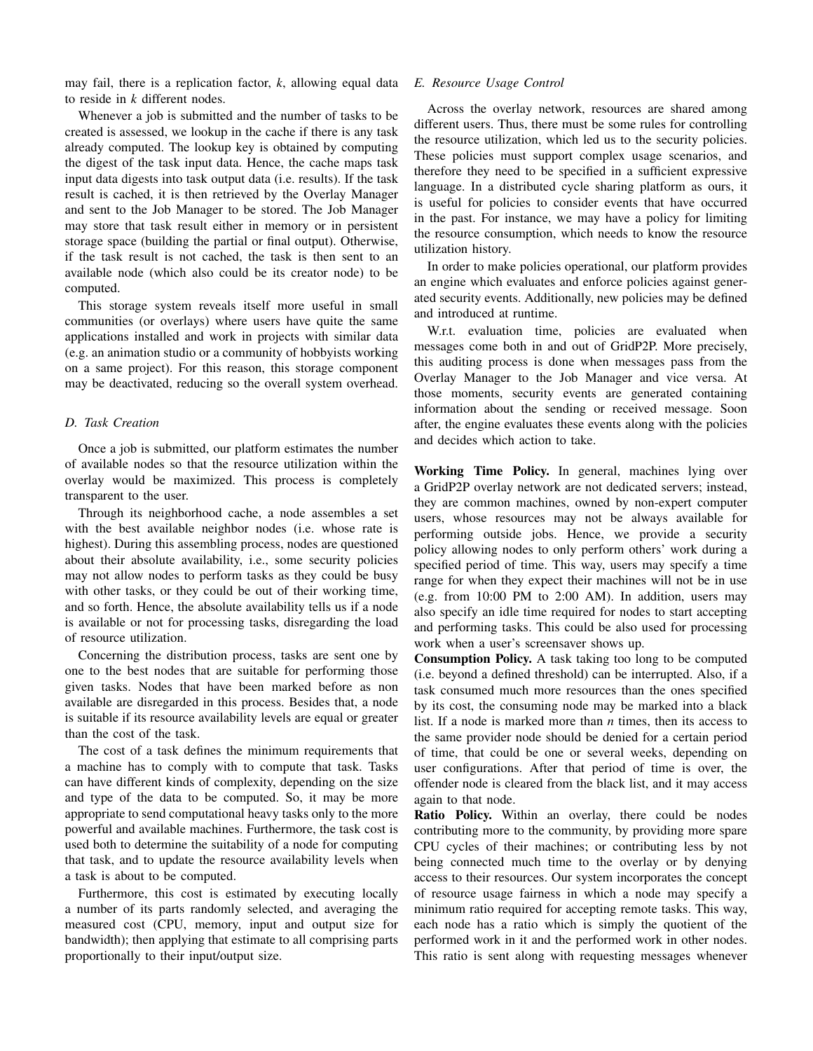may fail, there is a replication factor, *k*, allowing equal data to reside in *k* different nodes.

Whenever a job is submitted and the number of tasks to be created is assessed, we lookup in the cache if there is any task already computed. The lookup key is obtained by computing the digest of the task input data. Hence, the cache maps task input data digests into task output data (i.e. results). If the task result is cached, it is then retrieved by the Overlay Manager and sent to the Job Manager to be stored. The Job Manager may store that task result either in memory or in persistent storage space (building the partial or final output). Otherwise, if the task result is not cached, the task is then sent to an available node (which also could be its creator node) to be computed.

This storage system reveals itself more useful in small communities (or overlays) where users have quite the same applications installed and work in projects with similar data (e.g. an animation studio or a community of hobbyists working on a same project). For this reason, this storage component may be deactivated, reducing so the overall system overhead.

### D. Task Creation

Once a job is submitted, our platform estimates the number of available nodes so that the resource utilization within the overlay would be maximized. This process is completely transparent to the user.

Through its neighborhood cache, a node assembles a set with the best available neighbor nodes (i.e. whose rate is highest). During this assembling process, nodes are questioned about their absolute availability, i.e., some security policies may not allow nodes to perform tasks as they could be busy with other tasks, or they could be out of their working time, and so forth. Hence, the absolute availability tells us if a node is available or not for processing tasks, disregarding the load of resource utilization.

Concerning the distribution process, tasks are sent one by one to the best nodes that are suitable for performing those given tasks. Nodes that have been marked before as non available are disregarded in this process. Besides that, a node is suitable if its resource availability levels are equal or greater than the cost of the task.

The cost of a task defines the minimum requirements that a machine has to comply with to compute that task. Tasks can have different kinds of complexity, depending on the size and type of the data to be computed. So, it may be more appropriate to send computational heavy tasks only to the more powerful and available machines. Furthermore, the task cost is used both to determine the suitability of a node for computing that task, and to update the resource availability levels when a task is about to be computed.

Furthermore, this cost is estimated by executing locally a number of its parts randomly selected, and averaging the measured cost (CPU, memory, input and output size for bandwidth); then applying that estimate to all comprising parts proportionally to their input/output size.

### E. Resource Usage Control

Across the overlay network, resources are shared among different users. Thus, there must be some rules for controlling the resource utilization, which led us to the security policies. These policies must support complex usage scenarios, and therefore they need to be specified in a sufficient expressive language. In a distributed cycle sharing platform as ours, it is useful for policies to consider events that have occurred in the past. For instance, we may have a policy for limiting the resource consumption, which needs to know the resource utilization history.

In order to make policies operational, our platform provides an engine which evaluates and enforce policies against generated security events. Additionally, new policies may be defined and introduced at runtime.

W.r.t. evaluation time, policies are evaluated when messages come both in and out of GridP2P. More precisely, this auditing process is done when messages pass from the Overlay Manager to the Job Manager and vice versa. At those moments, security events are generated containing information about the sending or received message. Soon after, the engine evaluates these events along with the policies and decides which action to take.

**Working Time Policy.** In general, machines lying over a GridP2P overlay network are not dedicated servers; instead, they are common machines, owned by non-expert computer users, whose resources may not be always available for performing outside jobs. Hence, we provide a security policy allowing nodes to only perform others' work during a specified period of time. This way, users may specify a time range for when they expect their machines will not be in use (e.g. from 10:00 PM to 2:00 AM). In addition, users may also specify an idle time required for nodes to start accepting and performing tasks. This could be also used for processing work when a user's screensaver shows up.

**Consumption Policy.** A task taking too long to be computed (i.e. beyond a defined threshold) can be interrupted. Also, if a task consumed much more resources than the ones specified by its cost, the consuming node may be marked into a black list. If a node is marked more than *n* times, then its access to the same provider node should be denied for a certain period of time, that could be one or several weeks, depending on user configurations. After that period of time is over, the offender node is cleared from the black list, and it may access again to that node.

**Ratio Policy.** Within an overlay, there could be nodes contributing more to the community, by providing more spare CPU cycles of their machines; or contributing less by not being connected much time to the overlay or by denying access to their resources. Our system incorporates the concept of resource usage fairness in which a node may specify a minimum ratio required for accepting remote tasks. This way, each node has a ratio which is simply the quotient of the performed work in it and the performed work in other nodes. This ratio is sent along with requesting messages whenever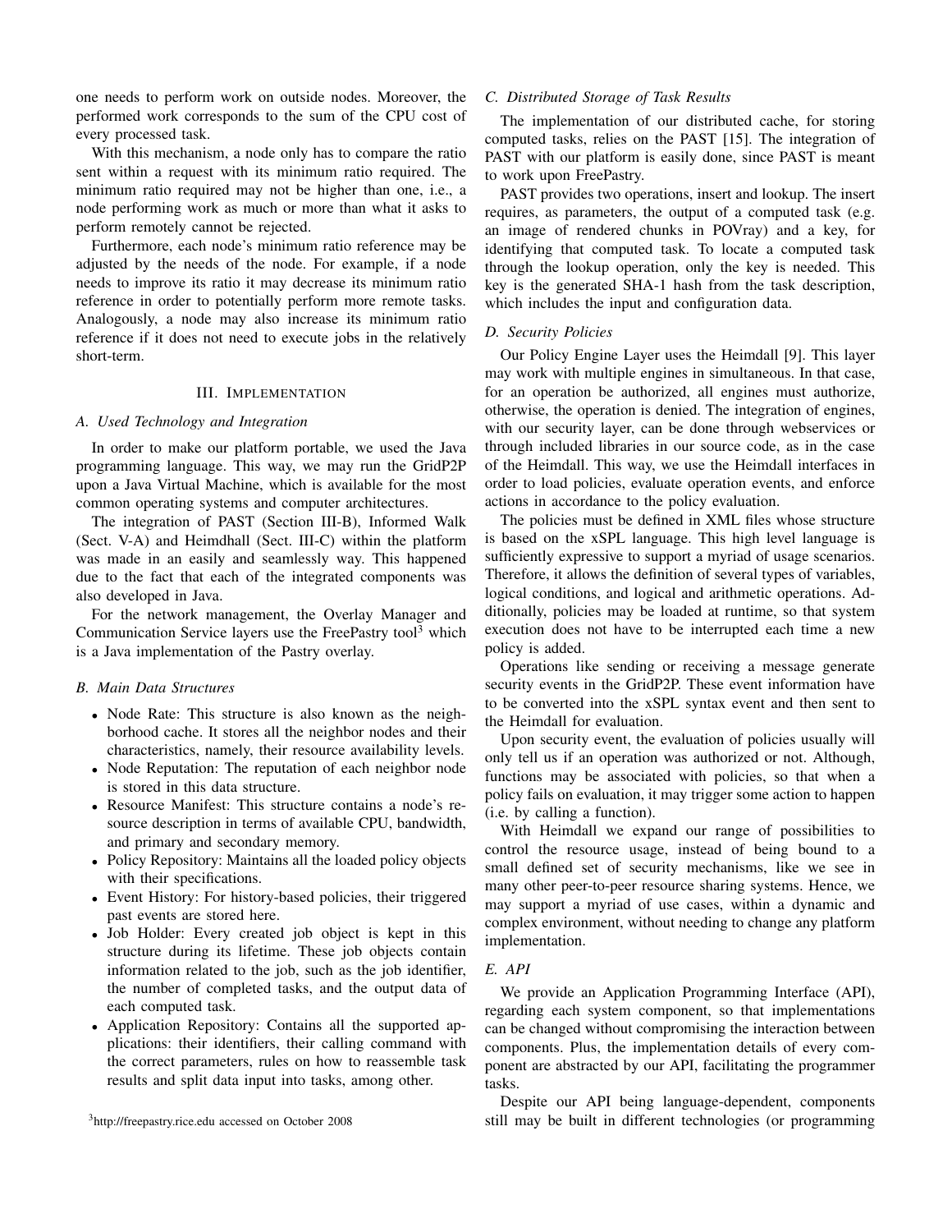one needs to perform work on outside nodes. Moreover, the performed work corresponds to the sum of the CPU cost of every processed task.

With this mechanism, a node only has to compare the ratio sent within a request with its minimum ratio required. The minimum ratio required may not be higher than one, i.e., a node performing work as much or more than what it asks to perform remotely cannot be rejected.

Furthermore, each node's minimum ratio reference may be adjusted by the needs of the node. For example, if a node needs to improve its ratio it may decrease its minimum ratio reference in order to potentially perform more remote tasks. Analogously, a node may also increase its minimum ratio reference if it does not need to execute jobs in the relatively short-term.

## III. Implementation

### *A. Used Technology and Integration*

In order to make our platform portable, we used the Java programming language. This way, we may run the GridP2P upon a Java Virtual Machine, which is available for the most common operating systems and computer architectures.

The integration of PAST (Section III-B), Informed Walk (Sect. V-A) and Heimdhall (Sect. III-C) within the platform was made in an easily and seamlessly way. This happened due to the fact that each of the integrated components was also developed in Java.

For the network management, the Overlay Manager and Communication Service layers use the FreePastry tool[3] which is a Java implementation of the Pastry overlay.

### *B. Main Data Structures*

- Node Rate: This structure is also known as the neighborhood cache. It stores all the neighbor nodes and their characteristics, namely, their resource availability levels.
- Node Reputation: The reputation of each neighbor node is stored in this data structure.
- Resource Manifest: This structure contains a node's resource description in terms of available CPU, bandwidth, and primary and secondary memory.
- Policy Repository: Maintains all the loaded policy objects with their specifications.
- Event History: For history-based policies, their triggered past events are stored here.
- Job Holder: Every created job object is kept in this structure during its lifetime. These job objects contain information related to the job, such as the job identifier, the number of completed tasks, and the output data of each computed task.
- Application Repository: Contains all the supported applications: their identifiers, their calling command with the correct parameters, rules on how to reassemble task results and split data input into tasks, among other.

[3]http://freepastry.rice.edu accessed on October 2008

### *C. Distributed Storage of Task Results*

The implementation of our distributed cache, for storing computed tasks, relies on the PAST [15]. The integration of PAST with our platform is easily done, since PAST is meant to work upon FreePastry.

PAST provides two operations, insert and lookup. The insert requires, as parameters, the output of a computed task (e.g. an image of rendered chunks in POVray) and a key, for identifying that computed task. To locate a computed task through the lookup operation, only the key is needed. This key is the generated SHA-1 hash from the task description, which includes the input and configuration data.

### *D. Security Policies*

Our Policy Engine Layer uses the Heimdall [9]. This layer may work with multiple engines in simultaneous. In that case, for an operation be authorized, all engines must authorize, otherwise, the operation is denied. The integration of engines, with our security layer, can be done through webservices or through included libraries in our source code, as in the case of the Heimdall. This way, we use the Heimdall interfaces in order to load policies, evaluate operation events, and enforce actions in accordance to the policy evaluation.

The policies must be defined in XML files whose structure is based on the xSPL language. This high level language is sufficiently expressive to support a myriad of usage scenarios. Therefore, it allows the definition of several types of variables, logical conditions, and logical and arithmetic operations. Additionally, policies may be loaded at runtime, so that system execution does not have to be interrupted each time a new policy is added.

Operations like sending or receiving a message generate security events in the GridP2P. These event information have to be converted into the xSPL syntax event and then sent to the Heimdall for evaluation.

Upon security event, the evaluation of policies usually will only tell us if an operation was authorized or not. Although, functions may be associated with policies, so that when a policy fails on evaluation, it may trigger some action to happen (i.e. by calling a function).

With Heimdall we expand our range of possibilities to control the resource usage, instead of being bound to a small defined set of security mechanisms, like we see in many other peer-to-peer resource sharing systems. Hence, we may support a myriad of use cases, within a dynamic and complex environment, without needing to change any platform implementation.

### *E. API*

We provide an Application Programming Interface (API), regarding each system component, so that implementations can be changed without compromising the interaction between components. Plus, the implementation details of every component are abstracted by our API, facilitating the programmer tasks.

Despite our API being language-dependent, components still may be built in different technologies (or programming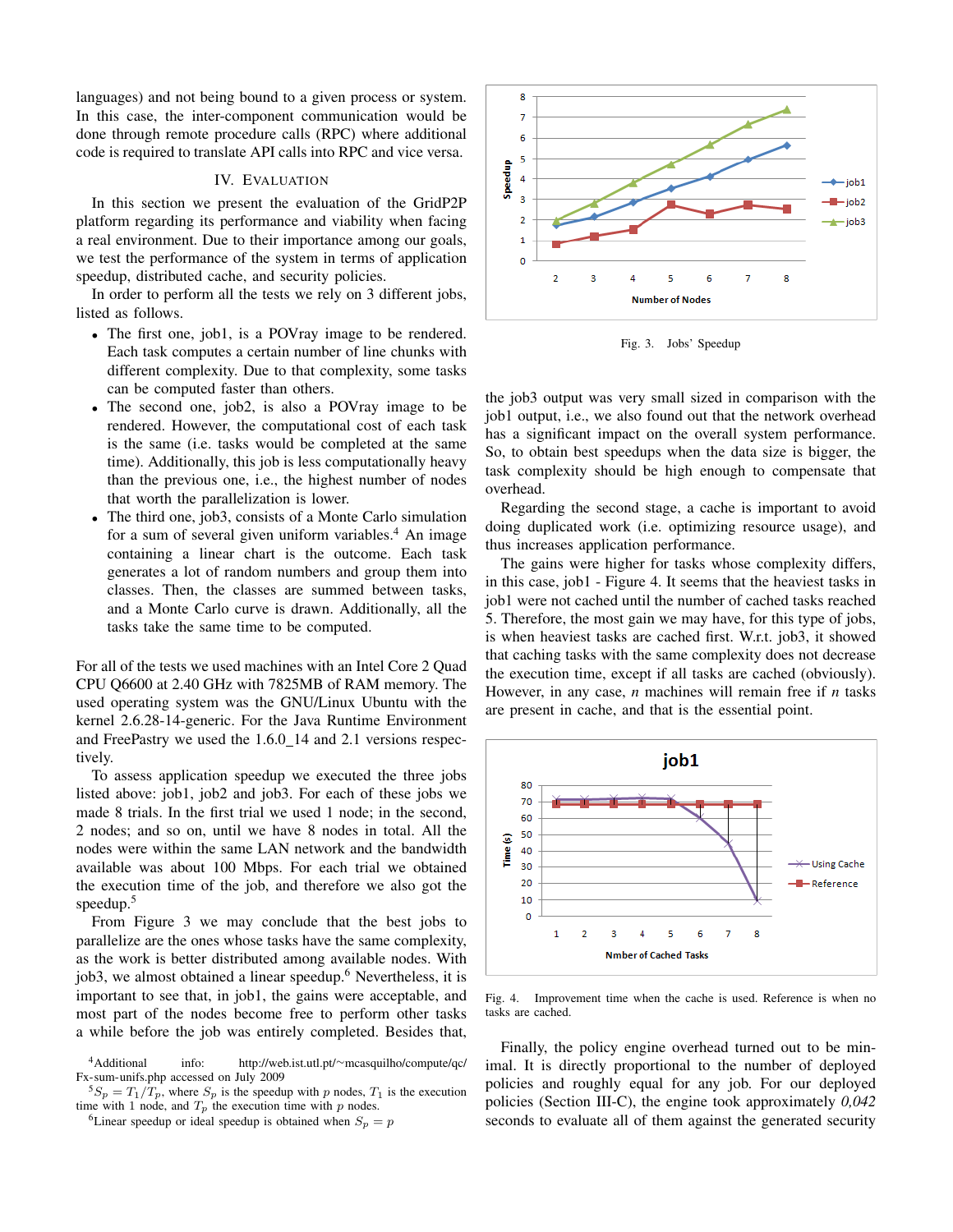languages) and not being bound to a given process or system. In this case, the inter-component communication would be done through remote procedure calls (RPC) where additional code is required to translate API calls into RPC and vice versa.

## IV. Evaluation

In this section we present the evaluation of the GridP2P platform regarding its performance and viability when facing a real environment. Due to their importance among our goals, we test the performance of the system in terms of application speedup, distributed cache, and security policies.

In order to perform all the tests we rely on 3 different jobs, listed as follows.

- The first one, job1, is a POVray image to be rendered. Each task computes a certain number of line chunks with different complexity. Due to that complexity, some tasks can be computed faster than others.
- The second one, job2, is also a POVray image to be rendered. However, the computational cost of each task is the same (i.e. tasks would be completed at the same time). Additionally, this job is less computationally heavy than the previous one, i.e., the highest number of nodes that worth the parallelization is lower.
- The third one, job3, consists of a Monte Carlo simulation for a sum of several given uniform variables.[4] An image containing a linear chart is the outcome. Each task generates a lot of random numbers and group them into classes. Then, the classes are summed between tasks, and a Monte Carlo curve is drawn. Additionally, all the tasks take the same time to be computed.

For all of the tests we used machines with an Intel Core 2 Quad CPU Q6600 at 2.40 GHz with 7825MB of RAM memory. The used operating system was the GNU/Linux Ubuntu with the kernel 2.6.28-14-generic. For the Java Runtime Environment and FreePastry we used the 1.6.0_14 and 2.1 versions respectively.

To assess application speedup we executed the three jobs listed above: job1, job2 and job3. For each of these jobs we made 8 trials. In the first trial we used 1 node; in the second, 2 nodes; and so on, until we have 8 nodes in total. All the nodes were within the same LAN network and the bandwidth available was about 100 Mbps. For each trial we obtained the execution time of the job, and therefore we also got the speedup.[5]

From Figure 3 we may conclude that the best jobs to parallelize are the ones whose tasks have the same complexity, as the work is better distributed among available nodes. With job3, we almost obtained a linear speedup.[6] Nevertheless, it is important to see that, in job1, the gains were acceptable, and most part of the nodes become free to perform other tasks a while before the job was entirely completed. Besides that, the job3 output was very small sized in comparison with the job1 output, i.e., we also found out that the network overhead has a significant impact on the overall system performance. So, to obtain best speedups when the data size is bigger, the task complexity should be high enough to compensate that overhead.

Fig. 3. Jobs' Speedup

Regarding the second stage, a cache is important to avoid doing duplicated work (i.e. optimizing resource usage), and thus increases application performance.

The gains were higher for tasks whose complexity differs, in this case, job1 - Figure 4. It seems that the heaviest tasks in job1 were not cached until the number of cached tasks reached 5. Therefore, the most gain we may have, for this type of jobs, is when heaviest tasks are cached first. W.r.t. job3, it showed that caching tasks with the same complexity does not decrease the execution time, except if all tasks are cached (obviously). However, in any case, $n$ machines will remain free if $n$ tasks are present in cache, and that is the essential point.

Fig. 4. Improvement time when the cache is used. Reference is when no tasks are cached.

Finally, the policy engine overhead turned out to be minimal. It is directly proportional to the number of deployed policies and roughly equal for any job. For our deployed policies (Section III-C), the engine took approximately *0,042* seconds to evaluate all of them against the generated security

[4] Additional info: http://web.ist.utl.pt/~mcasquilho/compute/qc/Fx-sum-unifs.php accessed on July 2009

[5] $S_p = T_1/T_p$, where $S_p$ is the speedup with $p$ nodes, $T_1$ is the execution time with 1 node, and $T_p$ the execution time with $p$ nodes.

[6] Linear speedup or ideal speedup is obtained when $S_p = p$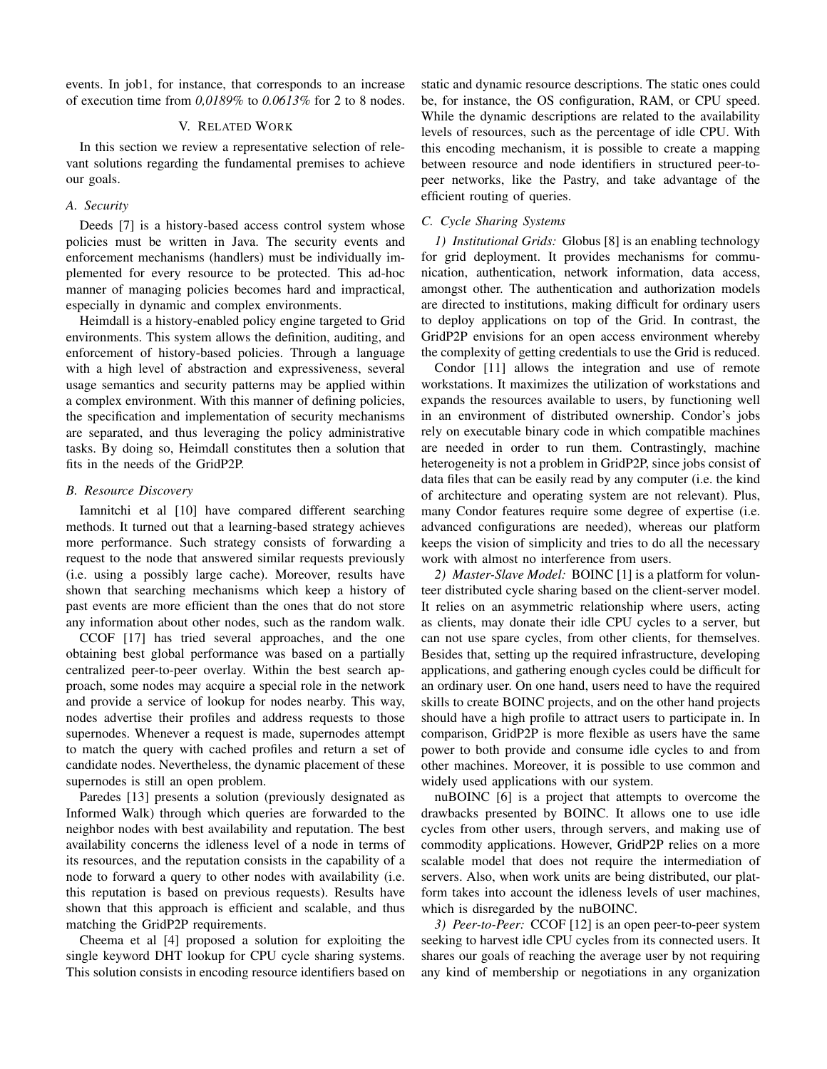events. In job1, for instance, that corresponds to an increase of execution time from *0,0189%* to *0.0613%* for 2 to 8 nodes.

## V. Related Work

In this section we review a representative selection of relevant solutions regarding the fundamental premises to achieve our goals.

### A. Security

Deeds [7] is a history-based access control system whose policies must be written in Java. The security events and enforcement mechanisms (handlers) must be individually implemented for every resource to be protected. This ad-hoc manner of managing policies becomes hard and impractical, especially in dynamic and complex environments.

Heimdall is a history-enabled policy engine targeted to Grid environments. This system allows the definition, auditing, and enforcement of history-based policies. Through a language with a high level of abstraction and expressiveness, several usage semantics and security patterns may be applied within a complex environment. With this manner of defining policies, the specification and implementation of security mechanisms are separated, and thus leveraging the policy administrative tasks. By doing so, Heimdall constitutes then a solution that fits in the needs of the GridP2P.

### B. Resource Discovery

Iamnitchi et al [10] have compared different searching methods. It turned out that a learning-based strategy achieves more performance. Such strategy consists of forwarding a request to the node that answered similar requests previously (i.e. using a possibly large cache). Moreover, results have shown that searching mechanisms which keep a history of past events are more efficient than the ones that do not store any information about other nodes, such as the random walk.

CCOF [17] has tried several approaches, and the one obtaining best global performance was based on a partially centralized peer-to-peer overlay. Within the best search approach, some nodes may acquire a special role in the network and provide a service of lookup for nodes nearby. This way, nodes advertise their profiles and address requests to those supernodes. Whenever a request is made, supernodes attempt to match the query with cached profiles and return a set of candidate nodes. Nevertheless, the dynamic placement of these supernodes is still an open problem.

Paredes [13] presents a solution (previously designated as Informed Walk) through which queries are forwarded to the neighbor nodes with best availability and reputation. The best availability concerns the idleness level of a node in terms of its resources, and the reputation consists in the capability of a node to forward a query to other nodes with availability (i.e. this reputation is based on previous requests). Results have shown that this approach is efficient and scalable, and thus matching the GridP2P requirements.

Cheema et al [4] proposed a solution for exploiting the single keyword DHT lookup for CPU cycle sharing systems. This solution consists in encoding resource identifiers based on static and dynamic resource descriptions. The static ones could be, for instance, the OS configuration, RAM, or CPU speed. While the dynamic descriptions are related to the availability levels of resources, such as the percentage of idle CPU. With this encoding mechanism, it is possible to create a mapping between resource and node identifiers in structured peer-to-peer networks, like the Pastry, and take advantage of the efficient routing of queries.

### C. Cycle Sharing Systems

*1) Institutional Grids:* Globus [8] is an enabling technology for grid deployment. It provides mechanisms for communication, authentication, network information, data access, amongst other. The authentication and authorization models are directed to institutions, making difficult for ordinary users to deploy applications on top of the Grid. In contrast, the GridP2P envisions for an open access environment whereby the complexity of getting credentials to use the Grid is reduced.

Condor [11] allows the integration and use of remote workstations. It maximizes the utilization of workstations and expands the resources available to users, by functioning well in an environment of distributed ownership. Condor's jobs rely on executable binary code in which compatible machines are needed in order to run them. Contrastingly, machine heterogeneity is not a problem in GridP2P, since jobs consist of data files that can be easily read by any computer (i.e. the kind of architecture and operating system are not relevant). Plus, many Condor features require some degree of expertise (i.e. advanced configurations are needed), whereas our platform keeps the vision of simplicity and tries to do all the necessary work with almost no interference from users.

*2) Master-Slave Model:* BOINC [1] is a platform for volunteer distributed cycle sharing based on the client-server model. It relies on an asymmetric relationship where users, acting as clients, may donate their idle CPU cycles to a server, but can not use spare cycles, from other clients, for themselves. Besides that, setting up the required infrastructure, developing applications, and gathering enough cycles could be difficult for an ordinary user. On one hand, users need to have the required skills to create BOINC projects, and on the other hand projects should have a high profile to attract users to participate in. In comparison, GridP2P is more flexible as users have the same power to both provide and consume idle cycles to and from other machines. Moreover, it is possible to use common and widely used applications with our system.

nuBOINC [6] is a project that attempts to overcome the drawbacks presented by BOINC. It allows one to use idle cycles from other users, through servers, and making use of commodity applications. However, GridP2P relies on a more scalable model that does not require the intermediation of servers. Also, when work units are being distributed, our platform takes into account the idleness levels of user machines, which is disregarded by the nuBOINC.

*3) Peer-to-Peer:* CCOF [12] is an open peer-to-peer system seeking to harvest idle CPU cycles from its connected users. It shares our goals of reaching the average user by not requiring any kind of membership or negotiations in any organization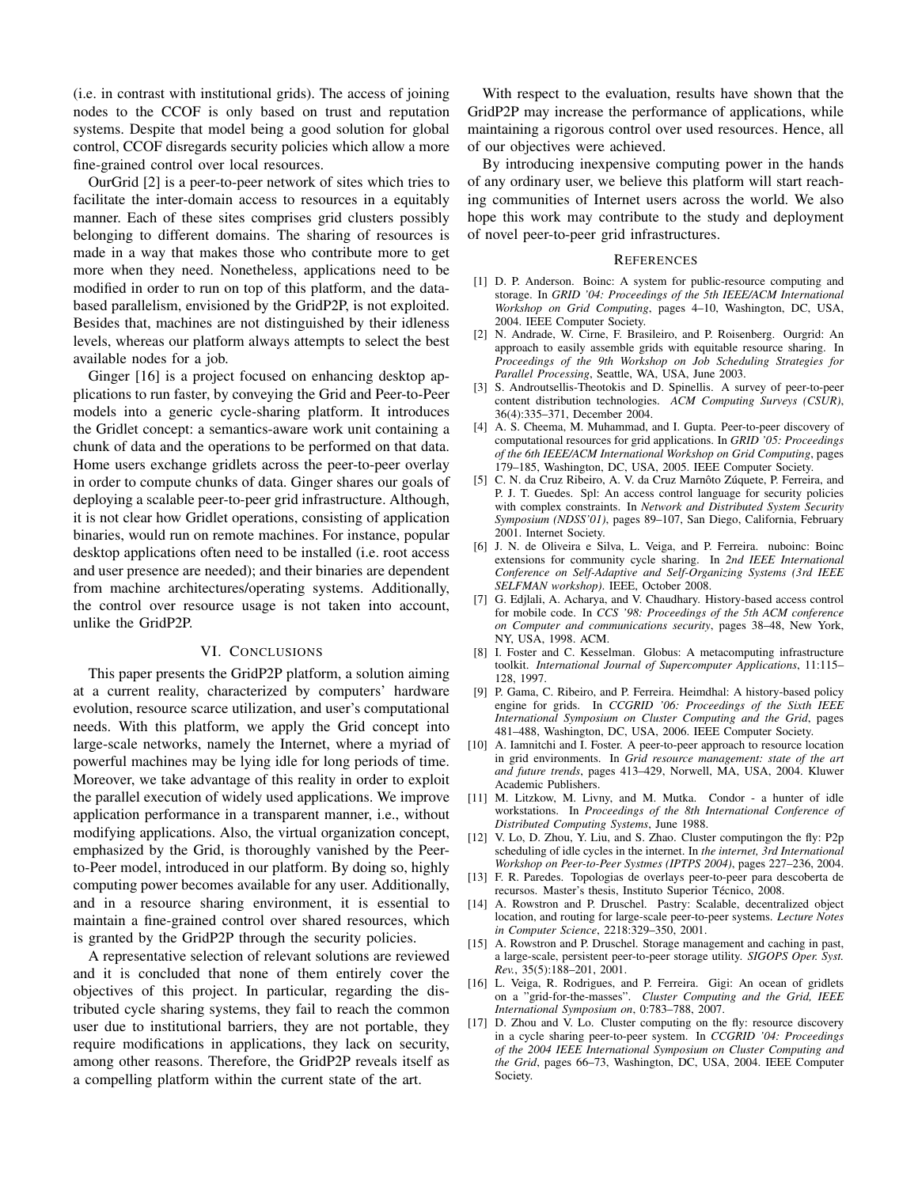(i.e. in contrast with institutional grids). The access of joining nodes to the CCOF is only based on trust and reputation systems. Despite that model being a good solution for global control, CCOF disregards security policies which allow a more fine-grained control over local resources.

OurGrid [2] is a peer-to-peer network of sites which tries to facilitate the inter-domain access to resources in a equitably manner. Each of these sites comprises grid clusters possibly belonging to different domains. The sharing of resources is made in a way that makes those who contribute more to get more when they need. Nonetheless, applications need to be modified in order to run on top of this platform, and the data-based parallelism, envisioned by the GridP2P, is not exploited. Besides that, machines are not distinguished by their idleness levels, whereas our platform always attempts to select the best available nodes for a job.

Ginger [16] is a project focused on enhancing desktop applications to run faster, by conveying the Grid and Peer-to-Peer models into a generic cycle-sharing platform. It introduces the Gridlet concept: a semantics-aware work unit containing a chunk of data and the operations to be performed on that data. Home users exchange gridlets across the peer-to-peer overlay in order to compute chunks of data. Ginger shares our goals of deploying a scalable peer-to-peer grid infrastructure. Although, it is not clear how Gridlet operations, consisting of application binaries, would run on remote machines. For instance, popular desktop applications often need to be installed (i.e. root access and user presence are needed); and their binaries are dependent from machine architectures/operating systems. Additionally, the control over resource usage is not taken into account, unlike the GridP2P.

## VI. Conclusions

This paper presents the GridP2P platform, a solution aiming at a current reality, characterized by computers' hardware evolution, resource scarce utilization, and user's computational needs. With this platform, we apply the Grid concept into large-scale networks, namely the Internet, where a myriad of powerful machines may be lying idle for long periods of time. Moreover, we take advantage of this reality in order to exploit the parallel execution of widely used applications. We improve application performance in a transparent manner, i.e., without modifying applications. Also, the virtual organization concept, emphasized by the Grid, is thoroughly vanished by the Peer-to-Peer model, introduced in our platform. By doing so, highly computing power becomes available for any user. Additionally, and in a resource sharing environment, it is essential to maintain a fine-grained control over shared resources, which is granted by the GridP2P through the security policies.

A representative selection of relevant solutions are reviewed and it is concluded that none of them entirely cover the objectives of this project. In particular, regarding the distributed cycle sharing systems, they fail to reach the common user due to institutional barriers, they are not portable, they require modifications in applications, they lack on security, among other reasons. Therefore, the GridP2P reveals itself as a compelling platform within the current state of the art.

With respect to the evaluation, results have shown that the GridP2P may increase the performance of applications, while maintaining a rigorous control over used resources. Hence, all of our objectives were achieved.

By introducing inexpensive computing power in the hands of any ordinary user, we believe this platform will start reaching communities of Internet users across the world. We also hope this work may contribute to the study and deployment of novel peer-to-peer grid infrastructures.

## References

[1] D. P. Anderson. Boinc: A system for public-resource computing and storage. In *GRID '04: Proceedings of the 5th IEEE/ACM International Workshop on Grid Computing*, pages 4–10, Washington, DC, USA, 2004. IEEE Computer Society.

[2] N. Andrade, W. Cirne, F. Brasileiro, and P. Roisenberg. Ourgrid: An approach to easily assemble grids with equitable resource sharing. In *Proceedings of the 9th Workshop on Job Scheduling Strategies for Parallel Processing*, Seattle, WA, USA, June 2003.

[3] S. Androutsellis-Theotokis and D. Spinellis. A survey of peer-to-peer content distribution technologies. *ACM Computing Surveys (CSUR)*, 36(4):335–371, December 2004.

[4] A. S. Cheema, M. Muhammad, and I. Gupta. Peer-to-peer discovery of computational resources for grid applications. In *GRID '05: Proceedings of the 6th IEEE/ACM International Workshop on Grid Computing*, pages 179–185, Washington, DC, USA, 2005. IEEE Computer Society.

[5] C. N. da Cruz Ribeiro, A. V. da Cruz Marnôto Zúquete, P. Ferreira, and P. J. T. Guedes. Spl: An access control language for security policies with complex constraints. In *Network and Distributed System Security Symposium (NDSS'01)*, pages 89–107, San Diego, California, February 2001. Internet Society.

[6] J. N. de Oliveira e Silva, L. Veiga, and P. Ferreira. nuboinc: Boinc extensions for community cycle sharing. In *2nd IEEE International Conference on Self-Adaptive and Self-Organizing Systems (3rd IEEE SELFMAN workshop)*. IEEE, October 2008.

[7] G. Edjlali, A. Acharya, and V. Chaudhary. History-based access control for mobile code. In *CCS '98: Proceedings of the 5th ACM conference on Computer and communications security*, pages 38–48, New York, NY, USA, 1998. ACM.

[8] I. Foster and C. Kesselman. Globus: A metacomputing infrastructure toolkit. *International Journal of Supercomputer Applications*, 11:115–128, 1997.

[9] P. Gama, C. Ribeiro, and P. Ferreira. Heimdhal: A history-based policy engine for grids. In *CCGRID '06: Proceedings of the Sixth IEEE International Symposium on Cluster Computing and the Grid*, pages 481–488, Washington, DC, USA, 2006. IEEE Computer Society.

[10] A. Iamnitchi and I. Foster. A peer-to-peer approach to resource location in grid environments. In *Grid resource management: state of the art and future trends*, pages 413–429, Norwell, MA, USA, 2004. Kluwer Academic Publishers.

[11] M. Litzkow, M. Livny, and M. Mutka. Condor - a hunter of idle workstations. In *Proceedings of the 8th International Conference of Distributed Computing Systems*, June 1988.

[12] V. Lo, D. Zhou, Y. Liu, and S. Zhao. Cluster computingon the fly: P2p scheduling of idle cycles in the internet. In *the internet, 3rd International Workshop on Peer-to-Peer Systmes (IPTPS 2004)*, pages 227–236, 2004.

[13] F. R. Paredes. Topologias de overlays peer-to-peer para descoberta de recursos. Master's thesis, Instituto Superior Técnico, 2008.

[14] A. Rowstron and P. Druschel. Pastry: Scalable, decentralized object location, and routing for large-scale peer-to-peer systems. *Lecture Notes in Computer Science*, 2218:329–350, 2001.

[15] A. Rowstron and P. Druschel. Storage management and caching in past, a large-scale, persistent peer-to-peer storage utility. *SIGOPS Oper. Syst. Rev.*, 35(5):188–201, 2001.

[16] L. Veiga, R. Rodrigues, and P. Ferreira. Gigi: An ocean of gridlets on a "grid-for-the-masses". *Cluster Computing and the Grid, IEEE International Symposium on*, 0:783–788, 2007.

[17] D. Zhou and V. Lo. Cluster computing on the fly: resource discovery in a cycle sharing peer-to-peer system. In *CCGRID '04: Proceedings of the 2004 IEEE International Symposium on Cluster Computing and the Grid*, pages 66–73, Washington, DC, USA, 2004. IEEE Computer Society.